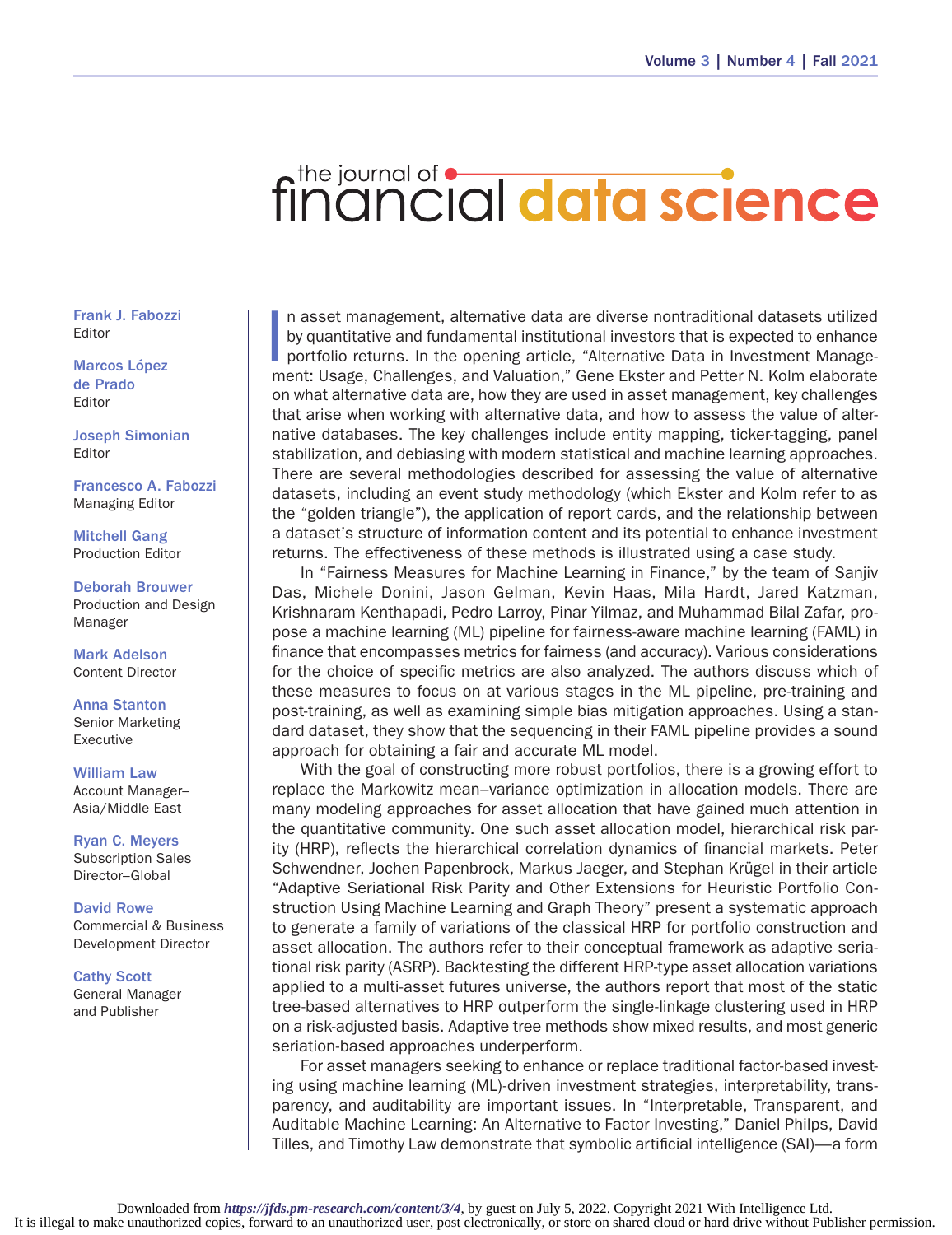# the journal of financial data science

**Frank J. Fabozzi**
Editor

**Marcos López de Prado**
Editor

**Joseph Simonian**
Editor

**Francesco A. Fabozzi**
Managing Editor

**Mitchell Gang**
Production Editor

**Deborah Brouwer**
Production and Design Manager

**Mark Adelson**
Content Director

**Anna Stanton**
Senior Marketing Executive

**William Law**
Account Manager–Asia/Middle East

**Ryan C. Meyers**
Subscription Sales Director–Global

**David Rowe**
Commercial & Business Development Director

**Cathy Scott**
General Manager and Publisher

In asset management, alternative data are diverse nontraditional datasets utilized by quantitative and fundamental institutional investors that is expected to enhance portfolio returns. In the opening article, "Alternative Data in Investment Management: Usage, Challenges, and Valuation," Gene Ekster and Petter N. Kolm elaborate on what alternative data are, how they are used in asset management, key challenges that arise when working with alternative data, and how to assess the value of alternative databases. The key challenges include entity mapping, ticker-tagging, panel stabilization, and debiasing with modern statistical and machine learning approaches. There are several methodologies described for assessing the value of alternative datasets, including an event study methodology (which Ekster and Kolm refer to as the "golden triangle"), the application of report cards, and the relationship between a dataset's structure of information content and its potential to enhance investment returns. The effectiveness of these methods is illustrated using a case study.

In "Fairness Measures for Machine Learning in Finance," by the team of Sanjiv Das, Michele Donini, Jason Gelman, Kevin Haas, Mila Hardt, Jared Katzman, Krishnaram Kenthapadi, Pedro Larroy, Pinar Yilmaz, and Muhammad Bilal Zafar, propose a machine learning (ML) pipeline for fairness-aware machine learning (FAML) in finance that encompasses metrics for fairness (and accuracy). Various considerations for the choice of specific metrics are also analyzed. The authors discuss which of these measures to focus on at various stages in the ML pipeline, pre-training and post-training, as well as examining simple bias mitigation approaches. Using a standard dataset, they show that the sequencing in their FAML pipeline provides a sound approach for obtaining a fair and accurate ML model.

With the goal of constructing more robust portfolios, there is a growing effort to replace the Markowitz mean–variance optimization in allocation models. There are many modeling approaches for asset allocation that have gained much attention in the quantitative community. One such asset allocation model, hierarchical risk parity (HRP), reflects the hierarchical correlation dynamics of financial markets. Peter Schwendner, Jochen Papenbrock, Markus Jaeger, and Stephan Krügel in their article "Adaptive Seriational Risk Parity and Other Extensions for Heuristic Portfolio Construction Using Machine Learning and Graph Theory" present a systematic approach to generate a family of variations of the classical HRP for portfolio construction and asset allocation. The authors refer to their conceptual framework as adaptive seriational risk parity (ASRP). Backtesting the different HRP-type asset allocation variations applied to a multi-asset futures universe, the authors report that most of the static tree-based alternatives to HRP outperform the single-linkage clustering used in HRP on a risk-adjusted basis. Adaptive tree methods show mixed results, and most generic seriation-based approaches underperform.

For asset managers seeking to enhance or replace traditional factor-based investing using machine learning (ML)-driven investment strategies, interpretability, transparency, and auditability are important issues. In "Interpretable, Transparent, and Auditable Machine Learning: An Alternative to Factor Investing," Daniel Philps, David Tilles, and Timothy Law demonstrate that symbolic artificial intelligence (SAI)—a form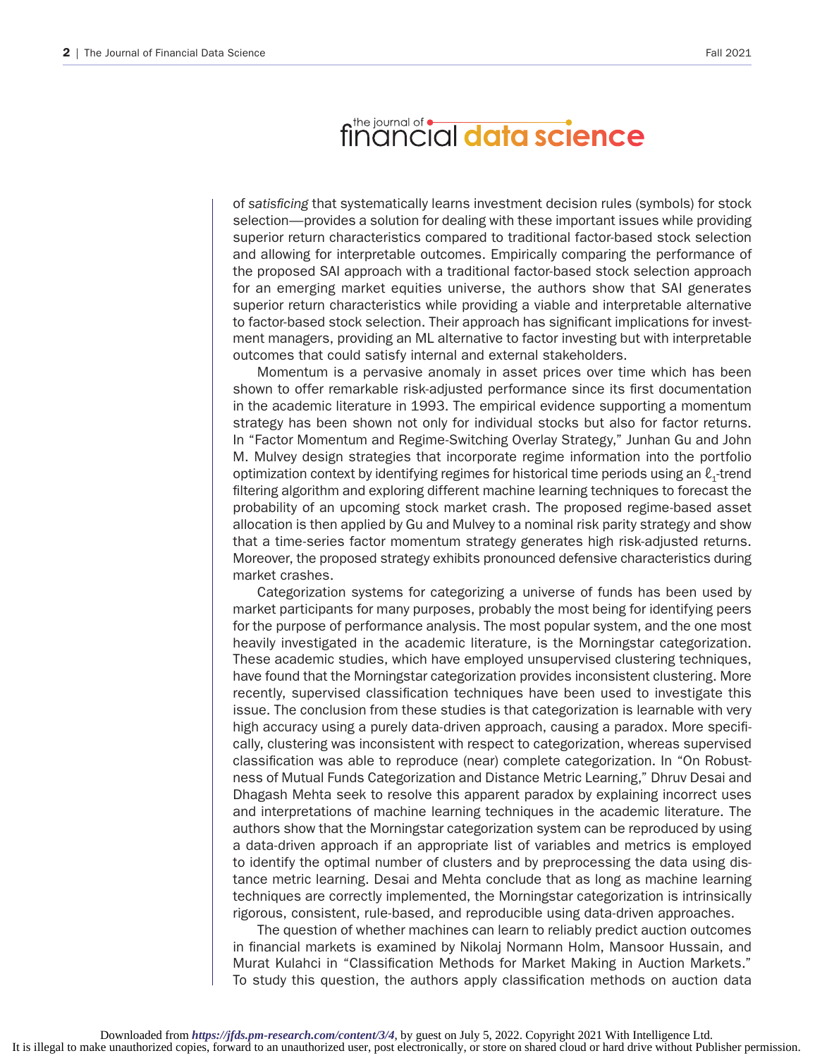of *satisficing* that systematically learns investment decision rules (symbols) for stock selection—provides a solution for dealing with these important issues while providing superior return characteristics compared to traditional factor-based stock selection and allowing for interpretable outcomes. Empirically comparing the performance of the proposed SAI approach with a traditional factor-based stock selection approach for an emerging market equities universe, the authors show that SAI generates superior return characteristics while providing a viable and interpretable alternative to factor-based stock selection. Their approach has significant implications for investment managers, providing an ML alternative to factor investing but with interpretable outcomes that could satisfy internal and external stakeholders.

Momentum is a pervasive anomaly in asset prices over time which has been shown to offer remarkable risk-adjusted performance since its first documentation in the academic literature in 1993. The empirical evidence supporting a momentum strategy has been shown not only for individual stocks but also for factor returns. In "Factor Momentum and Regime-Switching Overlay Strategy," Junhan Gu and John M. Mulvey design strategies that incorporate regime information into the portfolio optimization context by identifying regimes for historical time periods using an $\ell_1$-trend filtering algorithm and exploring different machine learning techniques to forecast the probability of an upcoming stock market crash. The proposed regime-based asset allocation is then applied by Gu and Mulvey to a nominal risk parity strategy and show that a time-series factor momentum strategy generates high risk-adjusted returns. Moreover, the proposed strategy exhibits pronounced defensive characteristics during market crashes.

Categorization systems for categorizing a universe of funds has been used by market participants for many purposes, probably the most being for identifying peers for the purpose of performance analysis. The most popular system, and the one most heavily investigated in the academic literature, is the Morningstar categorization. These academic studies, which have employed unsupervised clustering techniques, have found that the Morningstar categorization provides inconsistent clustering. More recently, supervised classification techniques have been used to investigate this issue. The conclusion from these studies is that categorization is learnable with very high accuracy using a purely data-driven approach, causing a paradox. More specifically, clustering was inconsistent with respect to categorization, whereas supervised classification was able to reproduce (near) complete categorization. In "On Robustness of Mutual Funds Categorization and Distance Metric Learning," Dhruv Desai and Dhagash Mehta seek to resolve this apparent paradox by explaining incorrect uses and interpretations of machine learning techniques in the academic literature. The authors show that the Morningstar categorization system can be reproduced by using a data-driven approach if an appropriate list of variables and metrics is employed to identify the optimal number of clusters and by preprocessing the data using distance metric learning. Desai and Mehta conclude that as long as machine learning techniques are correctly implemented, the Morningstar categorization is intrinsically rigorous, consistent, rule-based, and reproducible using data-driven approaches.

The question of whether machines can learn to reliably predict auction outcomes in financial markets is examined by Nikolaj Normann Holm, Mansoor Hussain, and Murat Kulahci in "Classification Methods for Market Making in Auction Markets." To study this question, the authors apply classification methods on auction data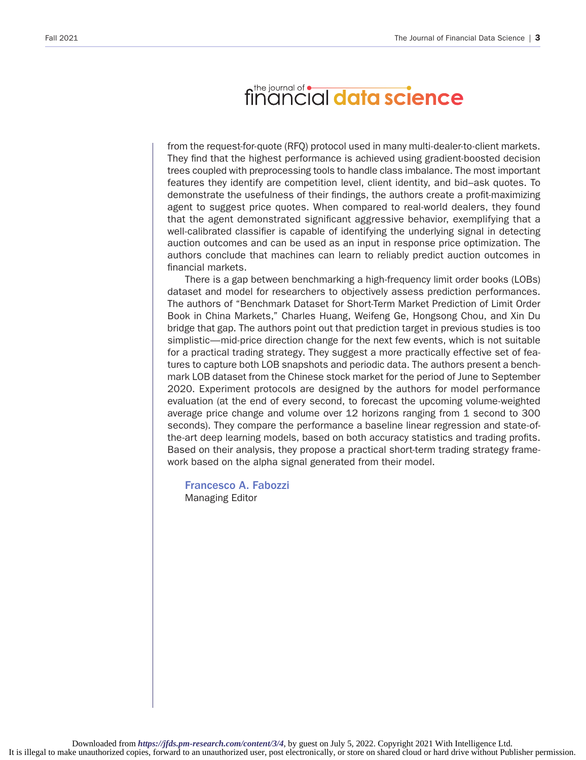from the request-for-quote (RFQ) protocol used in many multi-dealer-to-client markets. They find that the highest performance is achieved using gradient-boosted decision trees coupled with preprocessing tools to handle class imbalance. The most important features they identify are competition level, client identity, and bid–ask quotes. To demonstrate the usefulness of their findings, the authors create a profit-maximizing agent to suggest price quotes. When compared to real-world dealers, they found that the agent demonstrated significant aggressive behavior, exemplifying that a well-calibrated classifier is capable of identifying the underlying signal in detecting auction outcomes and can be used as an input in response price optimization. The authors conclude that machines can learn to reliably predict auction outcomes in financial markets.

There is a gap between benchmarking a high-frequency limit order books (LOBs) dataset and model for researchers to objectively assess prediction performances. The authors of "Benchmark Dataset for Short-Term Market Prediction of Limit Order Book in China Markets," Charles Huang, Weifeng Ge, Hongsong Chou, and Xin Du bridge that gap. The authors point out that prediction target in previous studies is too simplistic—mid-price direction change for the next few events, which is not suitable for a practical trading strategy. They suggest a more practically effective set of features to capture both LOB snapshots and periodic data. The authors present a benchmark LOB dataset from the Chinese stock market for the period of June to September 2020. Experiment protocols are designed by the authors for model performance evaluation (at the end of every second, to forecast the upcoming volume-weighted average price change and volume over 12 horizons ranging from 1 second to 300 seconds). They compare the performance a baseline linear regression and state-of-the-art deep learning models, based on both accuracy statistics and trading profits. Based on their analysis, they propose a practical short-term trading strategy framework based on the alpha signal generated from their model.

**Francesco A. Fabozzi**
Managing Editor